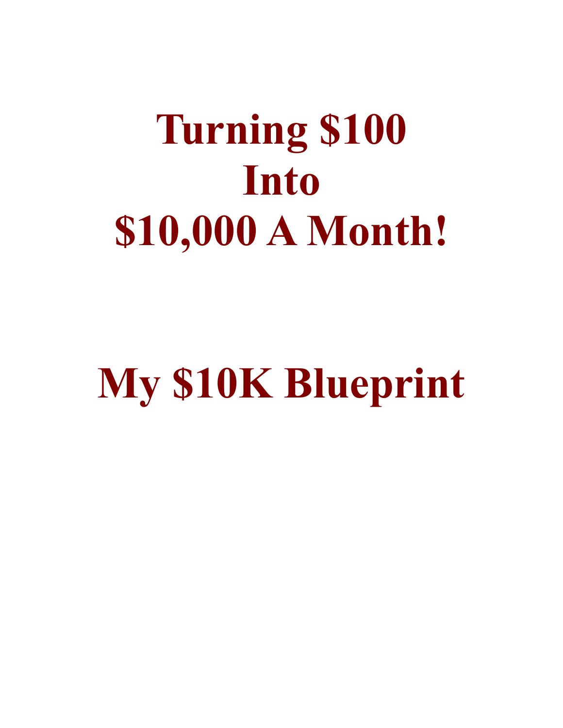# Turning $100 Into $10,000 A Month!

# My $10K Blueprint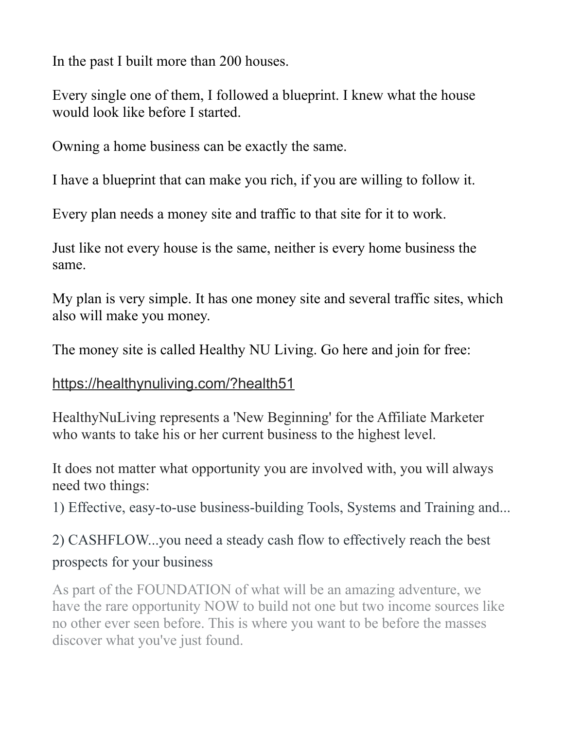In the past I built more than 200 houses.

Every single one of them, I followed a blueprint. I knew what the house would look like before I started.

Owning a home business can be exactly the same.

I have a blueprint that can make you rich, if you are willing to follow it.

Every plan needs a money site and traffic to that site for it to work.

Just like not every house is the same, neither is every home business the same.

My plan is very simple. It has one money site and several traffic sites, which also will make you money.

The money site is called Healthy NU Living. Go here and join for free:

https://healthynuliving.com/?health51

HealthyNuLiving represents a 'New Beginning' for the Affiliate Marketer who wants to take his or her current business to the highest level.

It does not matter what opportunity you are involved with, you will always need two things:

1) Effective, easy-to-use business-building Tools, Systems and Training and...

2) CASHFLOW...you need a steady cash flow to effectively reach the best prospects for your business

As part of the FOUNDATION of what will be an amazing adventure, we have the rare opportunity NOW to build not one but two income sources like no other ever seen before. This is where you want to be before the masses discover what you've just found.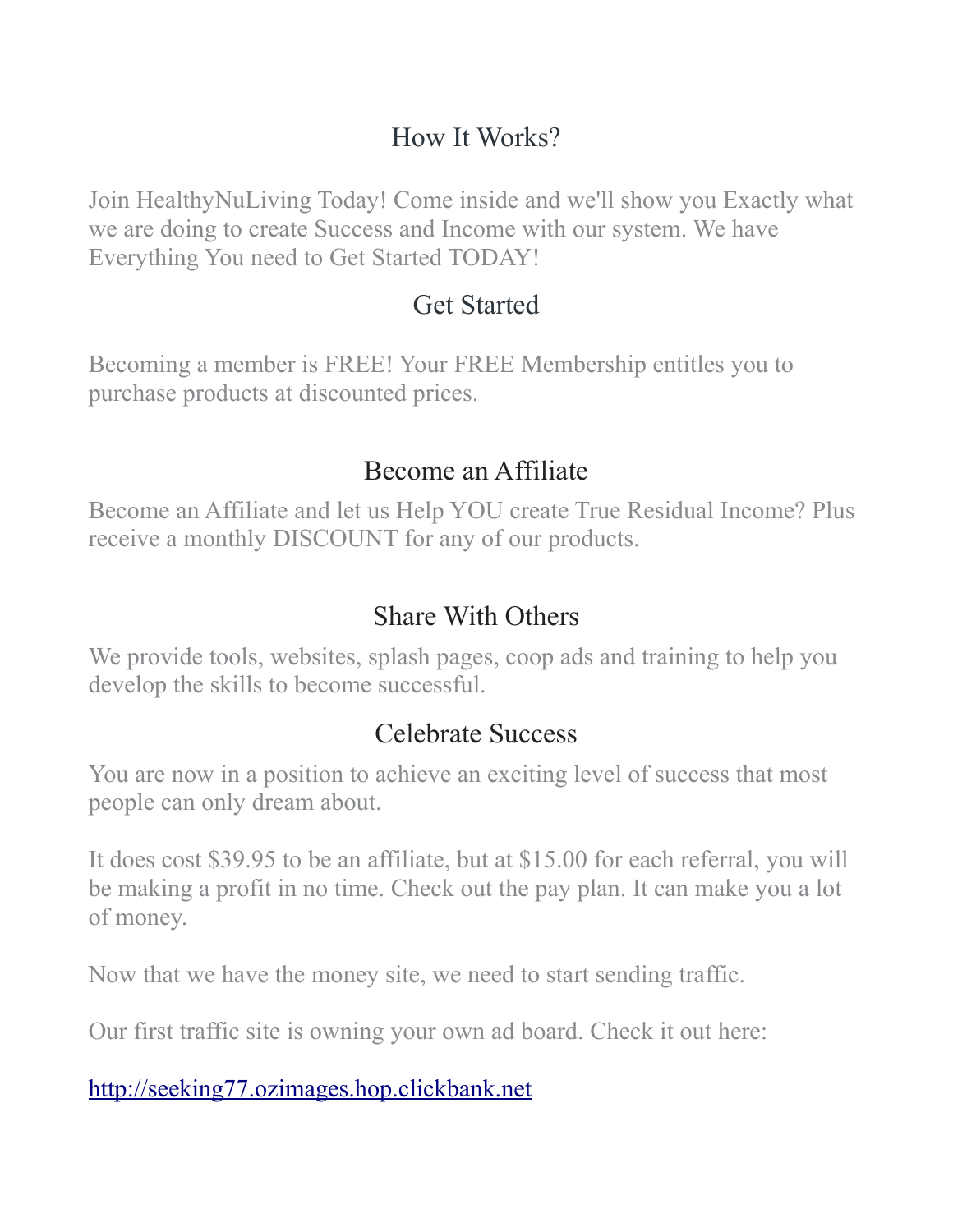## How It Works?

Join HealthyNuLiving Today! Come inside and we'll show you Exactly what we are doing to create Success and Income with our system. We have Everything You need to Get Started TODAY!

## Get Started

Becoming a member is FREE! Your FREE Membership entitles you to purchase products at discounted prices.

## Become an Affiliate

Become an Affiliate and let us Help YOU create True Residual Income? Plus receive a monthly DISCOUNT for any of our products.

## Share With Others

We provide tools, websites, splash pages, coop ads and training to help you develop the skills to become successful.

## Celebrate Success

You are now in a position to achieve an exciting level of success that most people can only dream about.

It does cost $39.95 to be an affiliate, but at $15.00 for each referral, you will be making a profit in no time. Check out the pay plan. It can make you a lot of money.

Now that we have the money site, we need to start sending traffic.

Our first traffic site is owning your own ad board. Check it out here:

[http://seeking77.ozimages.hop.clickbank.net](http://seeking77.ozimages.hop.clickbank.net)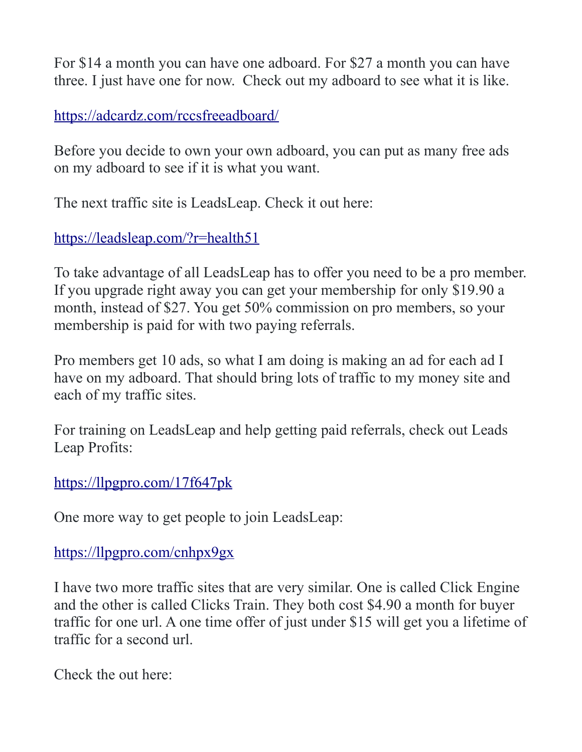For $14 a month you can have one adboard. For $27 a month you can have three. I just have one for now.  Check out my adboard to see what it is like.

https://adcardz.com/rccsfreeadboard/

Before you decide to own your own adboard, you can put as many free ads on my adboard to see if it is what you want.

The next traffic site is LeadsLeap. Check it out here:

https://leadsleap.com/?r=health51

To take advantage of all LeadsLeap has to offer you need to be a pro member. If you upgrade right away you can get your membership for only $19.90 a month, instead of $27. You get 50% commission on pro members, so your membership is paid for with two paying referrals.

Pro members get 10 ads, so what I am doing is making an ad for each ad I have on my adboard. That should bring lots of traffic to my money site and each of my traffic sites.

For training on LeadsLeap and help getting paid referrals, check out Leads Leap Profits:

https://llpgpro.com/17f647pk

One more way to get people to join LeadsLeap:

https://llpgpro.com/cnhpx9gx

I have two more traffic sites that are very similar. One is called Click Engine and the other is called Clicks Train. They both cost $4.90 a month for buyer traffic for one url. A one time offer of just under $15 will get you a lifetime of traffic for a second url.

Check the out here: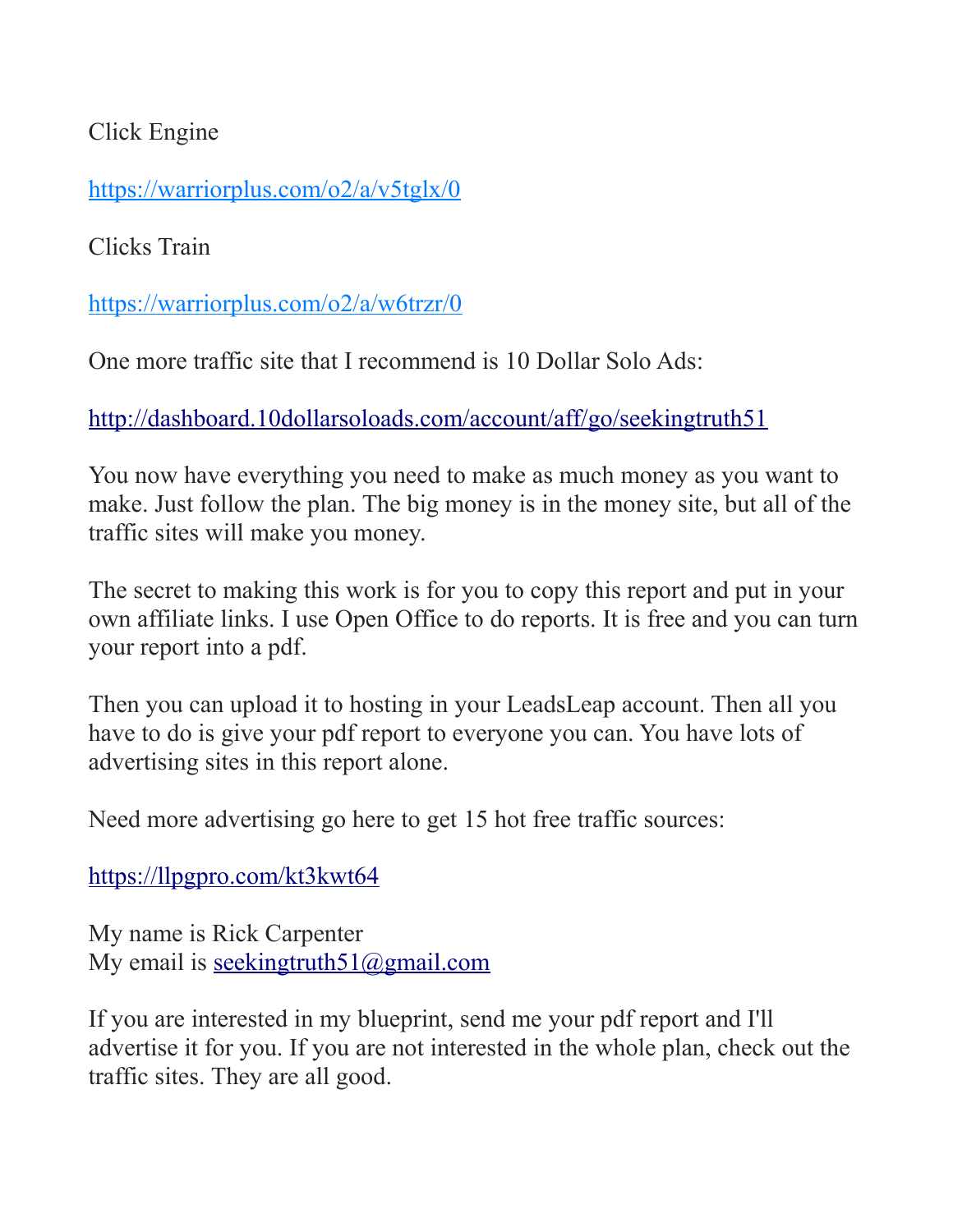Click Engine

https://warriorplus.com/o2/a/v5tglx/0

Clicks Train

https://warriorplus.com/o2/a/w6trzr/0

One more traffic site that I recommend is 10 Dollar Solo Ads:

http://dashboard.10dollarsoloads.com/account/aff/go/seekingtruth51

You now have everything you need to make as much money as you want to make. Just follow the plan. The big money is in the money site, but all of the traffic sites will make you money.

The secret to making this work is for you to copy this report and put in your own affiliate links. I use Open Office to do reports. It is free and you can turn your report into a pdf.

Then you can upload it to hosting in your LeadsLeap account. Then all you have to do is give your pdf report to everyone you can. You have lots of advertising sites in this report alone.

Need more advertising go here to get 15 hot free traffic sources:

https://llpgpro.com/kt3kwt64

My name is Rick Carpenter
My email is seekingtruth51@gmail.com

If you are interested in my blueprint, send me your pdf report and I'll advertise it for you. If you are not interested in the whole plan, check out the traffic sites. They are all good.